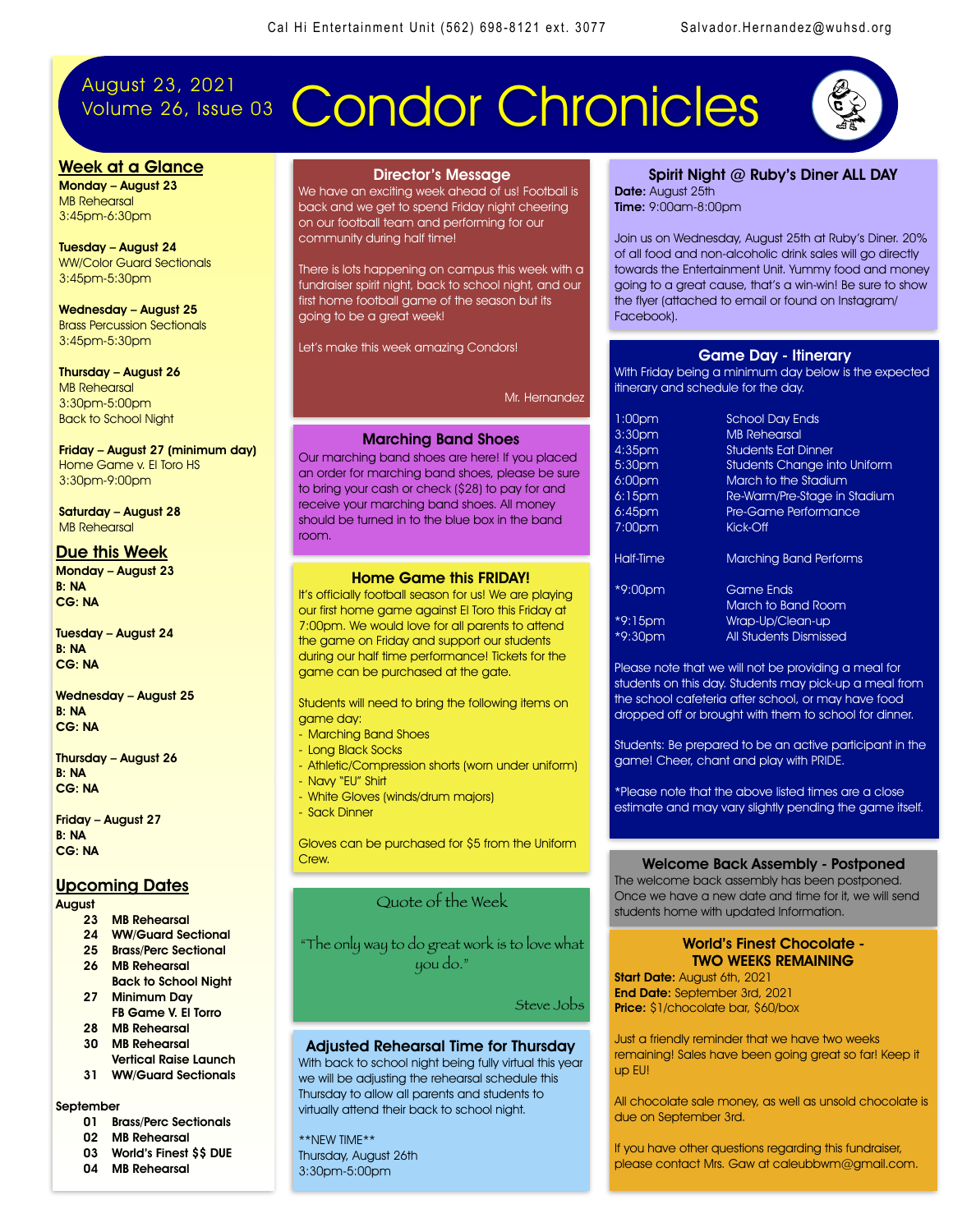Cal Hi Entertainment Unit (562) 698-8121 ext. 3077 Salvador.Hernandez@wuhsd.org

August 23, 2021
Volume 26, Issue 03

# Condor Chronicles

## Week at a Glance

**Monday – August 23**
MB Rehearsal
3:45pm-6:30pm

**Tuesday – August 24**
WW/Color Guard Sectionals
3:45pm-5:30pm

**Wednesday – August 25**
Brass Percussion Sectionals
3:45pm-5:30pm

**Thursday – August 26**
MB Rehearsal
3:30pm-5:00pm
Back to School Night

**Friday – August 27 (minimum day)**
Home Game v. El Toro HS
3:30pm-9:00pm

**Saturday – August 28**
MB Rehearsal

## Due this Week

**Monday – August 23**
**B: NA**
**CG: NA**

**Tuesday – August 24**
**B: NA**
**CG: NA**

**Wednesday – August 25**
**B: NA**
**CG: NA**

**Thursday – August 26**
**B: NA**
**CG: NA**

**Friday – August 27**
**B: NA**
**CG: NA**

## Upcoming Dates

**August**

- **23** MB Rehearsal
- **24** WW/Guard Sectional
- **25** Brass/Perc Sectional
- **26** MB Rehearsal
  Back to School Night
- **27** Minimum Day
  FB Game V. El Torro
- **28** MB Rehearsal
- **30** MB Rehearsal
  Vertical Raise Launch
- **31** WW/Guard Sectionals

**September**

- **01** Brass/Perc Sectionals
- **02** MB Rehearsal
- **03** World's Finest $$ DUE
- **04** MB Rehearsal

## Director's Message

We have an exciting week ahead of us! Football is back and we get to spend Friday night cheering on our football team and performing for our community during half time!

There is lots happening on campus this week with a fundraiser spirit night, back to school night, and our first home football game of the season but its going to be a great week!

Let's make this week amazing Condors!

Mr. Hernandez

## Marching Band Shoes

Our marching band shoes are here! If you placed an order for marching band shoes, please be sure to bring your cash or check ($28) to pay for and receive your marching band shoes. All money should be turned in to the blue box in the band room.

## Home Game this FRIDAY!

It's officially football season for us! We are playing our first home game against El Toro this Friday at 7:00pm. We would love for all parents to attend the game on Friday and support our students during our half time performance! Tickets for the game can be purchased at the gate.

Students will need to bring the following items on game day:

- Marching Band Shoes
- Long Black Socks
- Athletic/Compression shorts (worn under uniform)
- Navy "EU" Shirt
- White Gloves (winds/drum majors)
- Sack Dinner

Gloves can be purchased for $5 from the Uniform Crew.

## Quote of the Week

"The only way to do great work is to love what you do."

Steve Jobs

## Adjusted Rehearsal Time for Thursday

With back to school night being fully virtual this year we will be adjusting the rehearsal schedule this Thursday to allow all parents and students to virtually attend their back to school night.

**NEW TIME**
Thursday, August 26th
3:30pm-5:00pm

## Spirit Night @ Ruby's Diner ALL DAY

**Date:** August 25th
**Time:** 9:00am-8:00pm

Join us on Wednesday, August 25th at Ruby's Diner. 20% of all food and non-alcoholic drink sales will go directly towards the Entertainment Unit. Yummy food and money going to a great cause, that's a win-win! Be sure to show the flyer (attached to email or found on Instagram/ Facebook).

## Game Day - Itinerary

With Friday being a minimum day below is the expected itinerary and schedule for the day.

| Time | Activity |
|---|---|
| 1:00pm | School Day Ends |
| 3:30pm | MB Rehearsal |
| 4:35pm | Students Eat Dinner |
| 5:30pm | Students Change into Uniform |
| 6:00pm | March to the Stadium |
| 6:15pm | Re-Warm/Pre-Stage in Stadium |
| 6:45pm | Pre-Game Performance |
| 7:00pm | Kick-Off |
| Half-Time | Marching Band Performs |
| *9:00pm | Game Ends |
| | March to Band Room |
| *9:15pm | Wrap-Up/Clean-up |
| *9:30pm | All Students Dismissed |

Please note that we will not be providing a meal for students on this day. Students may pick-up a meal from the school cafeteria after school, or may have food dropped off or brought with them to school for dinner.

Students: Be prepared to be an active participant in the game! Cheer, chant and play with PRIDE.

*Please note that the above listed times are a close estimate and may vary slightly pending the game itself.

## Welcome Back Assembly - Postponed

The welcome back assembly has been postponed. Once we have a new date and time for it, we will send students home with updated Information.

## World's Finest Chocolate - TWO WEEKS REMAINING

**Start Date:** August 6th, 2021
**End Date:** September 3rd, 2021
**Price:** $1/chocolate bar, $60/box

Just a friendly reminder that we have two weeks remaining! Sales have been going great so far! Keep it up EU!

All chocolate sale money, as well as unsold chocolate is due on September 3rd.

If you have other questions regarding this fundraiser, please contact Mrs. Gaw at caleubbwm@gmail.com.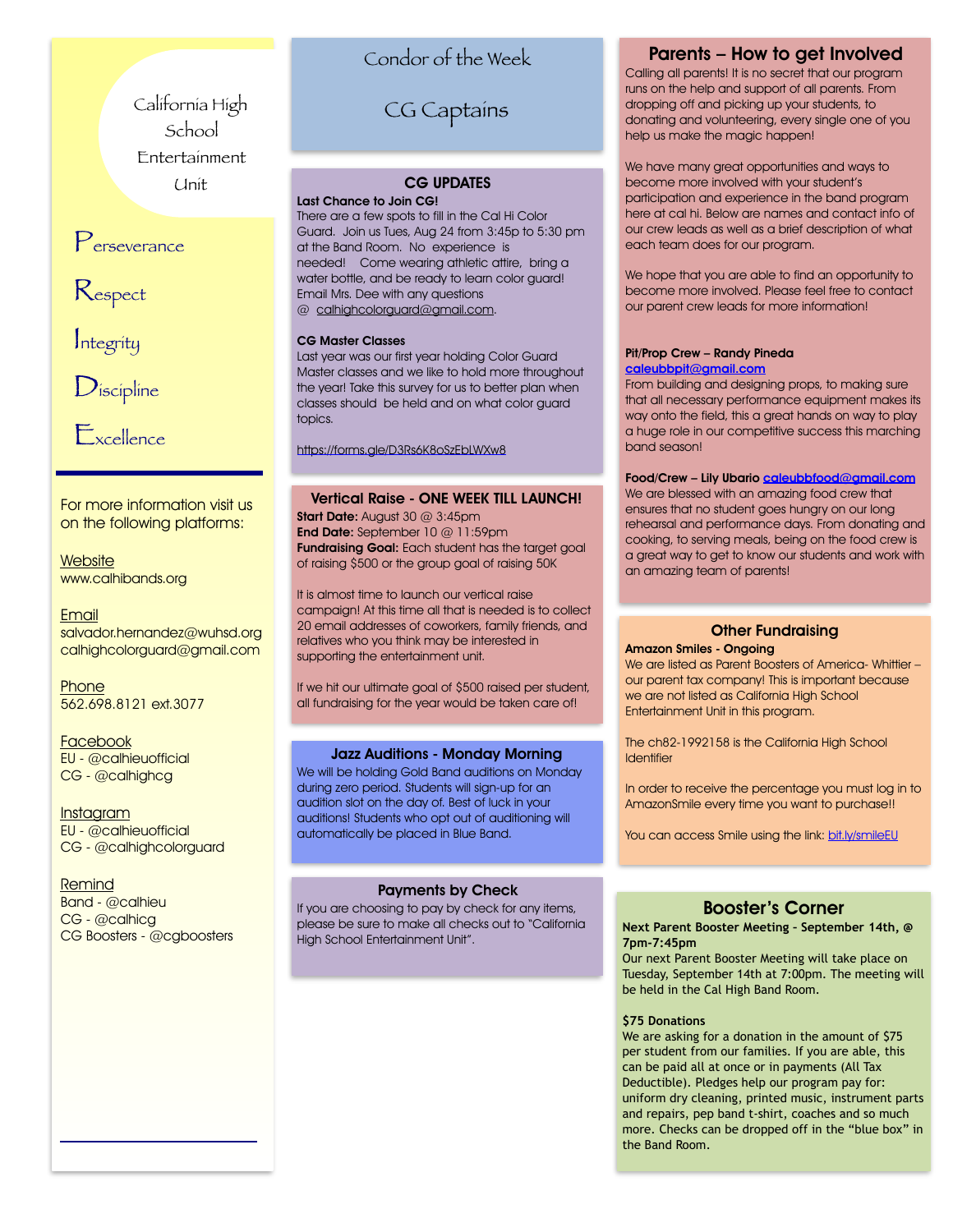California High School Entertainment Unit

**P**erseverance

**R**espect

**I**ntegrity

**D**iscipline

**E**xcellence

For more information visit us on the following platforms:

Website
www.calhibands.org

Email
salvador.hernandez@wuhsd.org
calhighcolorguard@gmail.com

Phone
562.698.8121 ext.3077

Facebook
EU - @calhieuofficial
CG - @calhighcg

Instagram
EU - @calhieuofficial
CG - @calhighcolorguard

Remind
Band - @calhieu
CG - @calhicg
CG Boosters - @cgboosters

# Condor of the Week

## CG Captains

## CG UPDATES

**Last Chance to Join CG!**
There are a few spots to fill in the Cal Hi Color Guard. Join us Tues, Aug 24 from 3:45p to 5:30 pm at the Band Room. No experience is needed! Come wearing athletic attire, bring a water bottle, and be ready to learn color guard! Email Mrs. Dee with any questions @ calhighcolorguard@gmail.com.

**CG Master Classes**
Last year was our first year holding Color Guard Master classes and we like to hold more throughout the year! Take this survey for us to better plan when classes should be held and on what color guard topics.

https://forms.gle/D3Rs6K8oSzEbLWXw8

## Vertical Raise - ONE WEEK TILL LAUNCH!

**Start Date:** August 30 @ 3:45pm
**End Date:** September 10 @ 11:59pm
**Fundraising Goal:** Each student has the target goal of raising $500 or the group goal of raising 50K

It is almost time to launch our vertical raise campaign! At this time all that is needed is to collect 20 email addresses of coworkers, family friends, and relatives who you think may be interested in supporting the entertainment unit.

If we hit our ultimate goal of $500 raised per student, all fundraising for the year would be taken care of!

## Jazz Auditions - Monday Morning

We will be holding Gold Band auditions on Monday during zero period. Students will sign-up for an audition slot on the day of. Best of luck in your auditions! Students who opt out of auditioning will automatically be placed in Blue Band.

## Payments by Check

If you are choosing to pay by check for any items, please be sure to make all checks out to "California High School Entertainment Unit".

## Parents – How to get Involved

Calling all parents! It is no secret that our program runs on the help and support of all parents. From dropping off and picking up your students, to donating and volunteering, every single one of you help us make the magic happen!

We have many great opportunities and ways to become more involved with your student's participation and experience in the band program here at cal hi. Below are names and contact info of our crew leads as well as a brief description of what each team does for our program.

We hope that you are able to find an opportunity to become more involved. Please feel free to contact our parent crew leads for more information!

**Pit/Prop Crew – Randy Pineda**
caleubbpit@gmail.com
From building and designing props, to making sure that all necessary performance equipment makes its way onto the field, this a great hands on way to play a huge role in our competitive success this marching band season!

**Food/Crew – Lily Ubario** caleubbfood@gmail.com
We are blessed with an amazing food crew that ensures that no student goes hungry on our long rehearsal and performance days. From donating and cooking, to serving meals, being on the food crew is a great way to get to know our students and work with an amazing team of parents!

## Other Fundraising

**Amazon Smiles - Ongoing**
We are listed as Parent Boosters of America- Whittier – our parent tax company! This is important because we are not listed as California High School Entertainment Unit in this program.

The ch82-1992158 is the California High School Identifier

In order to receive the percentage you must log in to AmazonSmile every time you want to purchase!!

You can access Smile using the link: bit.ly/smileEU

## Booster's Corner

**Next Parent Booster Meeting - September 14th, @ 7pm-7:45pm**
Our next Parent Booster Meeting will take place on Tuesday, September 14th at 7:00pm. The meeting will be held in the Cal High Band Room.

**$75 Donations**
We are asking for a donation in the amount of $75 per student from our families. If you are able, this can be paid all at once or in payments (All Tax Deductible). Pledges help our program pay for: uniform dry cleaning, printed music, instrument parts and repairs, pep band t-shirt, coaches and so much more. Checks can be dropped off in the "blue box" in the Band Room.